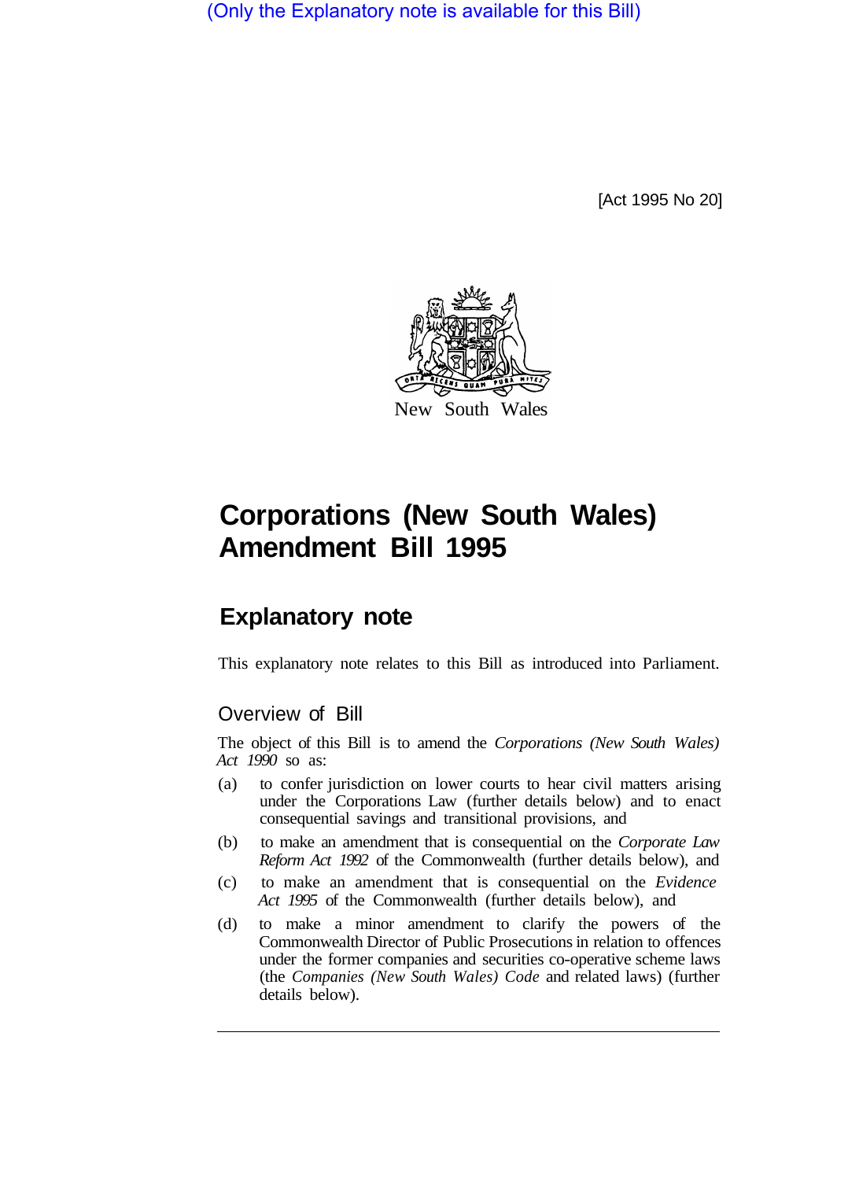(Only the Explanatory note is available for this Bill)

[Act 1995 No 20]

New South Wales

# Corporations (New South Wales) Amendment Bill 1995

## Explanatory note

This explanatory note relates to this Bill as introduced into Parliament.

### Overview of Bill

The object of this Bill is to amend the *Corporations (New South Wales) Act 1990* so as:

(a) to confer jurisdiction on lower courts to hear civil matters arising under the Corporations Law (further details below) and to enact consequential savings and transitional provisions, and

(b) to make an amendment that is consequential on the *Corporate Law Reform Act 1992* of the Commonwealth (further details below), and

(c) to make an amendment that is consequential on the *Evidence Act 1995* of the Commonwealth (further details below), and

(d) to make a minor amendment to clarify the powers of the Commonwealth Director of Public Prosecutions in relation to offences under the former companies and securities co-operative scheme laws (the *Companies (New South Wales) Code* and related laws) (further details below).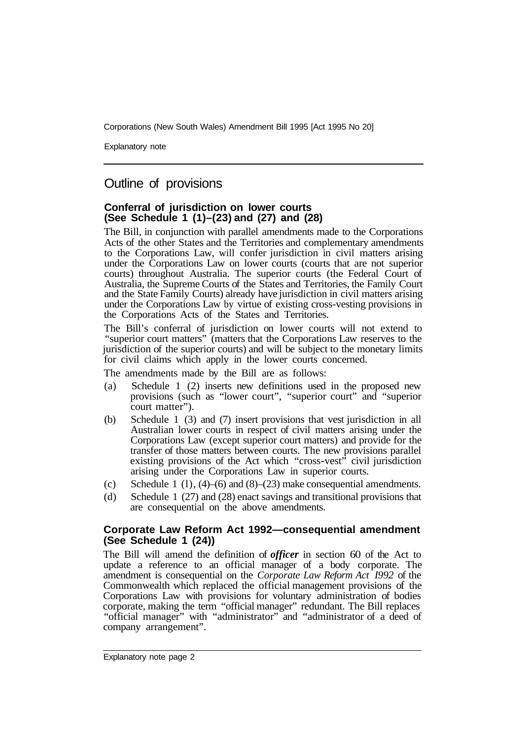## Outline of provisions

### Conferral of jurisdiction on lower courts (See Schedule 1 (1)–(23) and (27) and (28)

The Bill, in conjunction with parallel amendments made to the Corporations Acts of the other States and the Territories and complementary amendments to the Corporations Law, will confer jurisdiction in civil matters arising under the Corporations Law on lower courts (courts that are not superior courts) throughout Australia. The superior courts (the Federal Court of Australia, the Supreme Courts of the States and Territories, the Family Court and the State Family Courts) already have jurisdiction in civil matters arising under the Corporations Law by virtue of existing cross-vesting provisions in the Corporations Acts of the States and Territories.

The Bill's conferral of jurisdiction on lower courts will not extend to "superior court matters" (matters that the Corporations Law reserves to the jurisdiction of the superior courts) and will be subject to the monetary limits for civil claims which apply in the lower courts concerned.

The amendments made by the Bill are as follows:

(a) Schedule 1 (2) inserts new definitions used in the proposed new provisions (such as "lower court", "superior court" and "superior court matter").

(b) Schedule 1 (3) and (7) insert provisions that vest jurisdiction in all Australian lower courts in respect of civil matters arising under the Corporations Law (except superior court matters) and provide for the transfer of those matters between courts. The new provisions parallel existing provisions of the Act which "cross-vest" civil jurisdiction arising under the Corporations Law in superior courts.

(c) Schedule 1 (1), (4)–(6) and (8)–(23) make consequential amendments.

(d) Schedule 1 (27) and (28) enact savings and transitional provisions that are consequential on the above amendments.

### Corporate Law Reform Act 1992—consequential amendment (See Schedule 1 (24))

The Bill will amend the definition of ***officer*** in section 60 of the Act to update a reference to an official manager of a body corporate. The amendment is consequential on the *Corporate Law Reform Act I992* of the Commonwealth which replaced the official management provisions of the Corporations Law with provisions for voluntary administration of bodies corporate, making the term "official manager" redundant. The Bill replaces "official manager" with "administrator" and "administrator of a deed of company arrangement".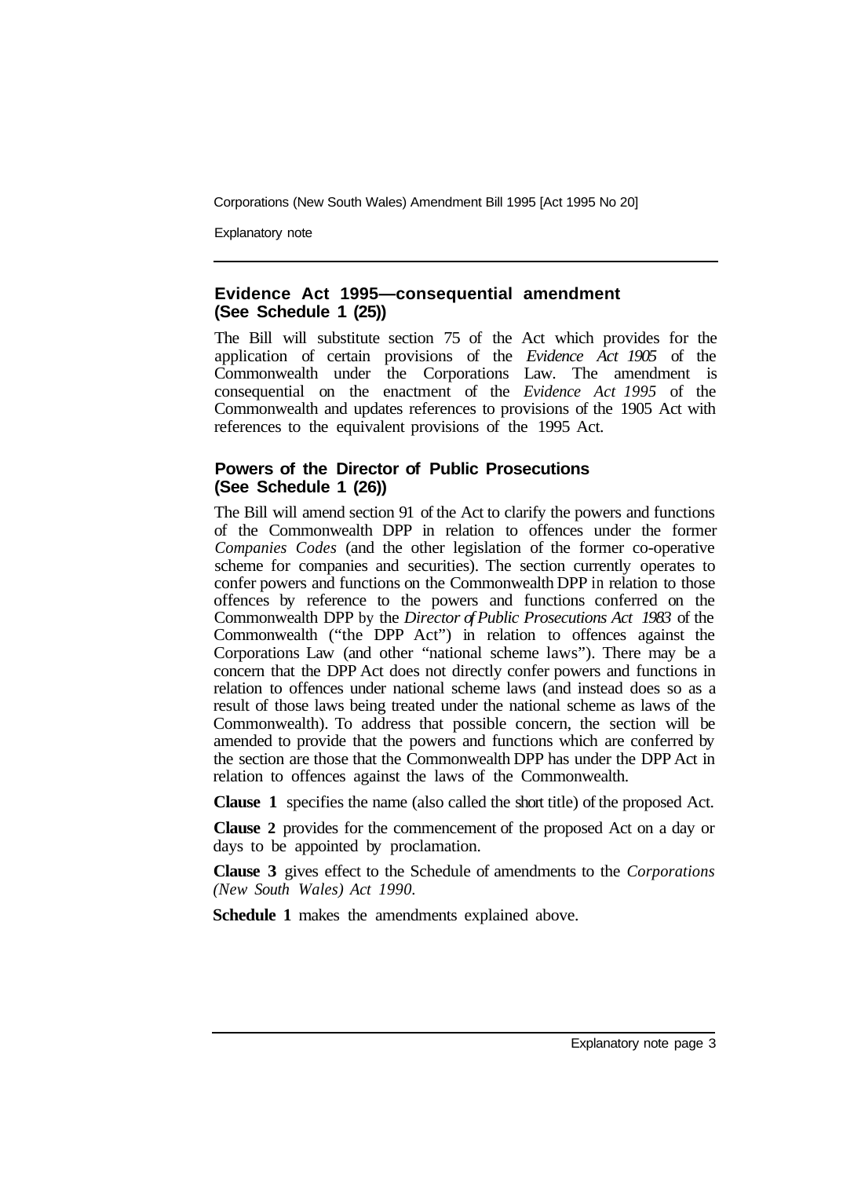### Evidence Act 1995—consequential amendment (See Schedule 1 (25))

The Bill will substitute section 75 of the Act which provides for the application of certain provisions of the *Evidence Act 1905* of the Commonwealth under the Corporations Law. The amendment is consequential on the enactment of the *Evidence Act 1995* of the Commonwealth and updates references to provisions of the 1905 Act with references to the equivalent provisions of the 1995 Act.

### Powers of the Director of Public Prosecutions (See Schedule 1 (26))

The Bill will amend section 91 of the Act to clarify the powers and functions of the Commonwealth DPP in relation to offences under the former *Companies Codes* (and the other legislation of the former co-operative scheme for companies and securities). The section currently operates to confer powers and functions on the Commonwealth DPP in relation to those offences by reference to the powers and functions conferred on the Commonwealth DPP by the *Director of Public Prosecutions Act 1983* of the Commonwealth ("the DPP Act") in relation to offences against the Corporations Law (and other "national scheme laws"). There may be a concern that the DPP Act does not directly confer powers and functions in relation to offences under national scheme laws (and instead does so as a result of those laws being treated under the national scheme as laws of the Commonwealth). To address that possible concern, the section will be amended to provide that the powers and functions which are conferred by the section are those that the Commonwealth DPP has under the DPP Act in relation to offences against the laws of the Commonwealth.

**Clause 1** specifies the name (also called the short title) of the proposed Act.

**Clause 2** provides for the commencement of the proposed Act on a day or days to be appointed by proclamation.

**Clause 3** gives effect to the Schedule of amendments to the *Corporations (New South Wales) Act 1990*.

**Schedule 1** makes the amendments explained above.